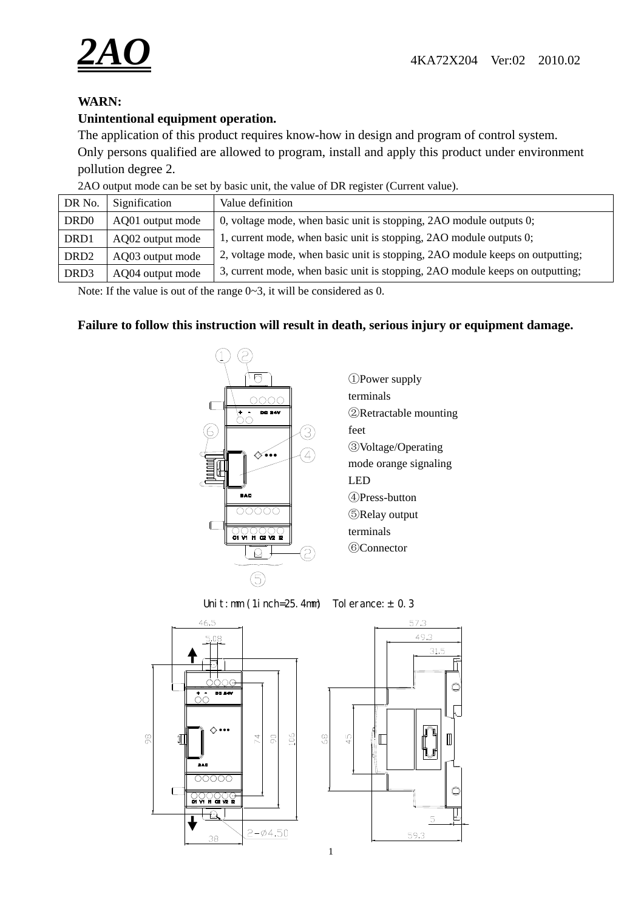# 2AO

4KA72X204 Ver:02 2010.02

**WARN:**

**Unintentional equipment operation.**

The application of this product requires know-how in design and program of control system. Only persons qualified are allowed to program, install and apply this product under environment pollution degree 2.

2AO output mode can be set by basic unit, the value of DR register (Current value).

| DR No. | Signification | Value definition |
|---|---|---|
| DRD0 | AQ01 output mode | 0, voltage mode, when basic unit is stopping, 2AO module outputs 0; |
| DRD1 | AQ02 output mode | 1, current mode, when basic unit is stopping, 2AO module outputs 0; |
| DRD2 | AQ03 output mode | 2, voltage mode, when basic unit is stopping, 2AO module keeps on outputting; |
| DRD3 | AQ04 output mode | 3, current mode, when basic unit is stopping, 2AO module keeps on outputting; |

Note: If the value is out of the range 0~3, it will be considered as 0.

**Failure to follow this instruction will result in death, serious injury or equipment damage.**

①Power supply terminals
②Retractable mounting feet
③Voltage/Operating mode orange signaling LED
④Press-button
⑤Relay output terminals
⑥Connector

Unit: mm (1inch=25.4mm) Tolerance: ± 0.3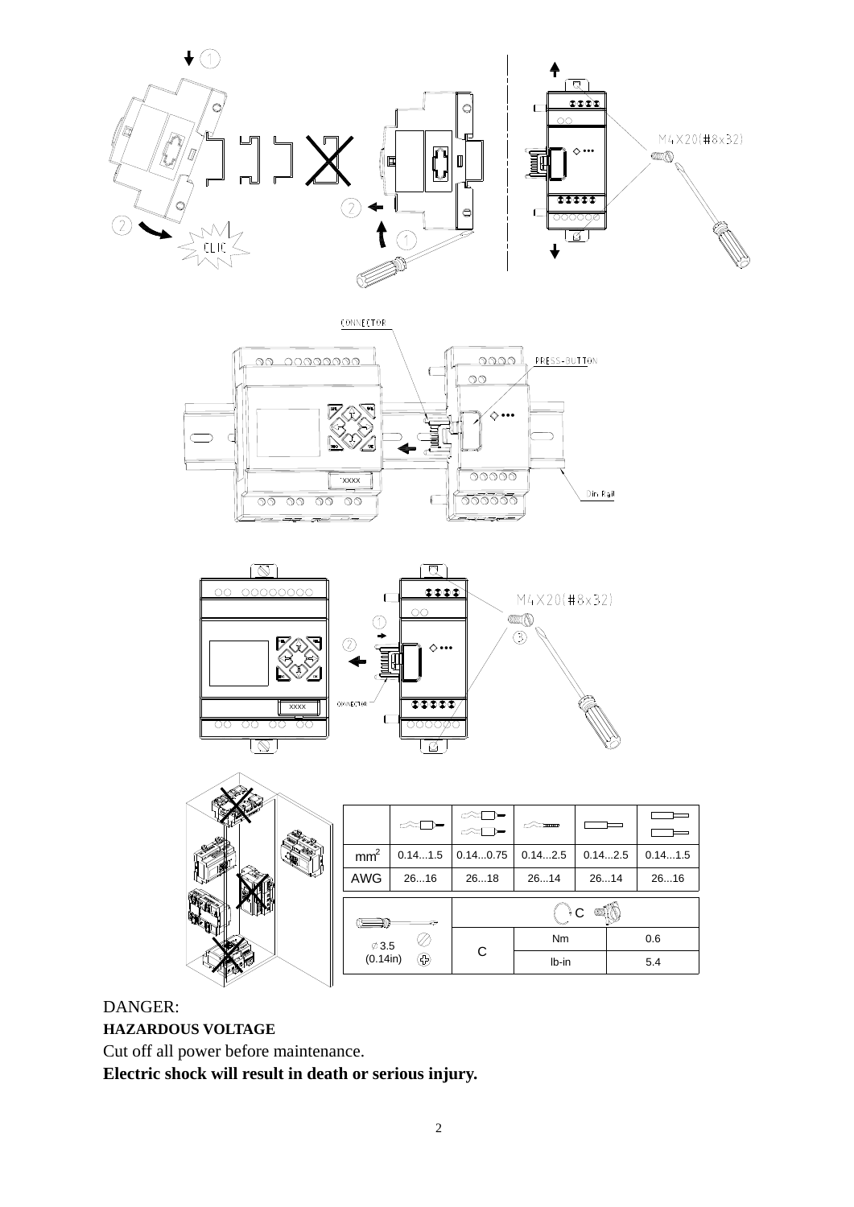| | | | | | |
|---|---|---|---|---|---|
| mm² | 0.14...1.5 | 0.14...0.75 | 0.14...2.5 | 0.14...2.5 | 0.14...1.5 |
| AWG | 26...16 | 26...18 | 26...14 | 26...14 | 26...16 |

| | C | | |
|---|---|---|---|
| ∅3.5 (0.14in) | C | Nm | 0.6 |
| | | lb-in | 5.4 |

DANGER:

**HAZARDOUS VOLTAGE**

Cut off all power before maintenance.

**Electric shock will result in death or serious injury.**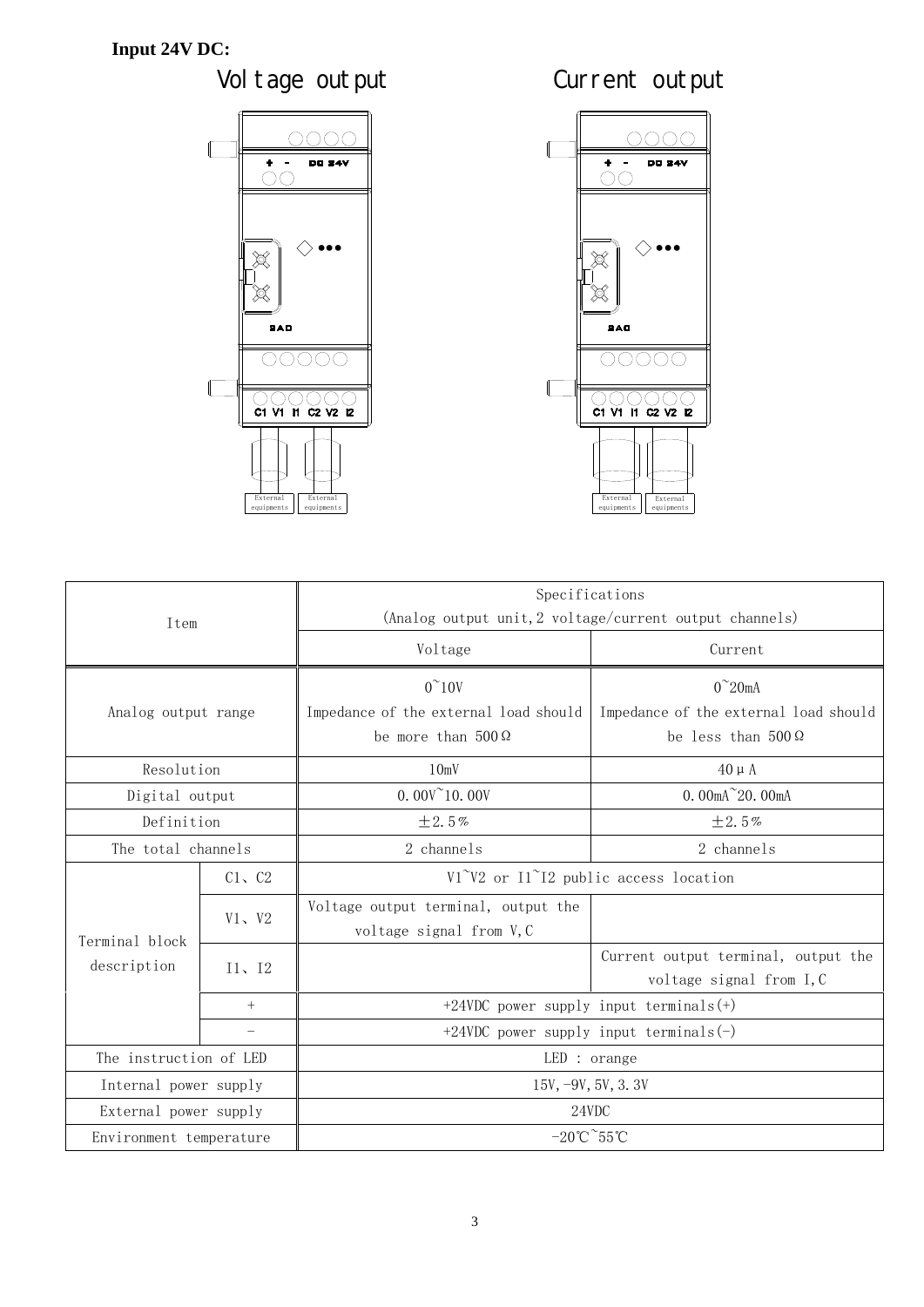**Input 24V DC:**

Voltage output　　　　Current output

| Item | | Specifications (Analog output unit,2 voltage/current output channels) | |
|---|---|---|---|
| | | Voltage | Current |
| Analog output range | | 0~10V Impedance of the external load should be more than 500Ω | 0~20mA Impedance of the external load should be less than 500Ω |
| Resolution | | 10mV | 40μA |
| Digital output | | 0.00V~10.00V | 0.00mA~20.00mA |
| Definition | | ±2.5% | ±2.5% |
| The total channels | | 2 channels | 2 channels |
| Terminal block description | C1、C2 | V1~V2 or I1~I2 public access location | |
| | V1、V2 | Voltage output terminal, output the voltage signal from V,C | |
| | I1、I2 | | Current output terminal, output the voltage signal from I,C |
| | + | +24VDC power supply input terminals(+) | |
| | − | +24VDC power supply input terminals(-) | |
| The instruction of LED | | LED : orange | |
| Internal power supply | | 15V,-9V,5V,3.3V | |
| External power supply | | 24VDC | |
| Environment temperature | | -20℃~55℃ | |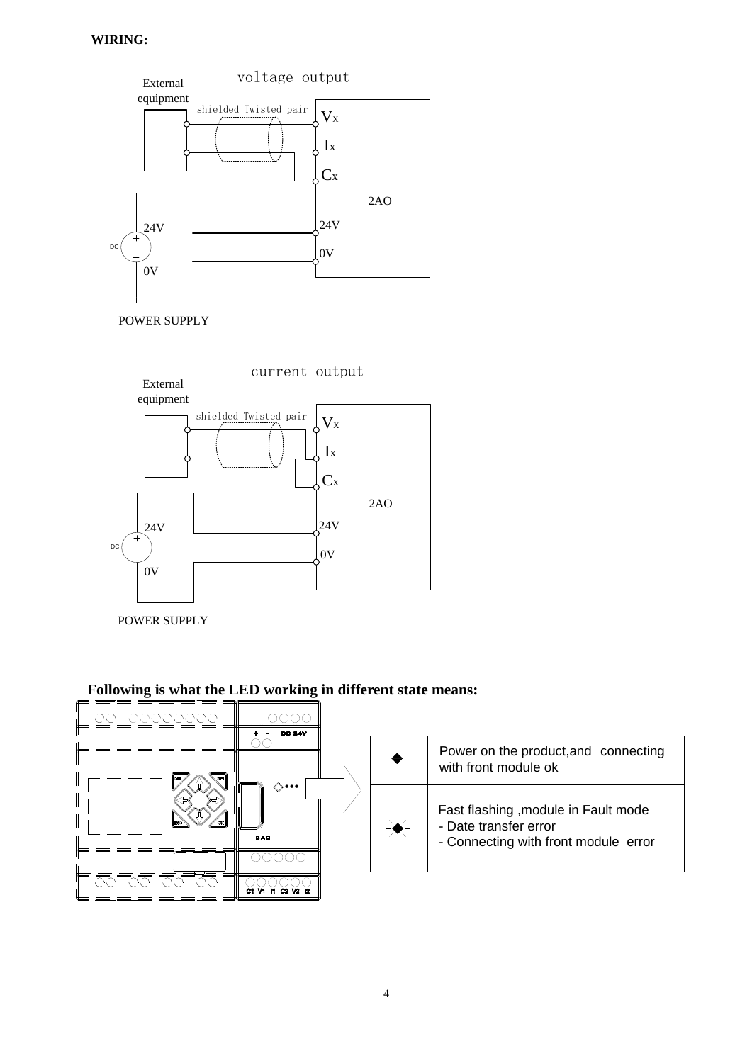**WIRING:**

voltage output

External equipment

shielded Twisted pair

$V_X$

$I_X$

$C_X$

2AO

24V

0V

DC

24V

0V

POWER SUPPLY

current output

External equipment

shielded Twisted pair

$V_X$

$I_X$

$C_X$

2AO

24V

0V

DC

24V

0V

POWER SUPPLY

**Following is what the LED working in different state means:**

+ - DC 24V

2AO

C1 V1 I1 C2 V2 I2

| | |
|---|---|
| ◆ | Power on the product,and connecting with front module ok |
| -◆- | Fast flashing ,module in Fault mode<br>- Date transfer error<br>- Connecting with front module error |